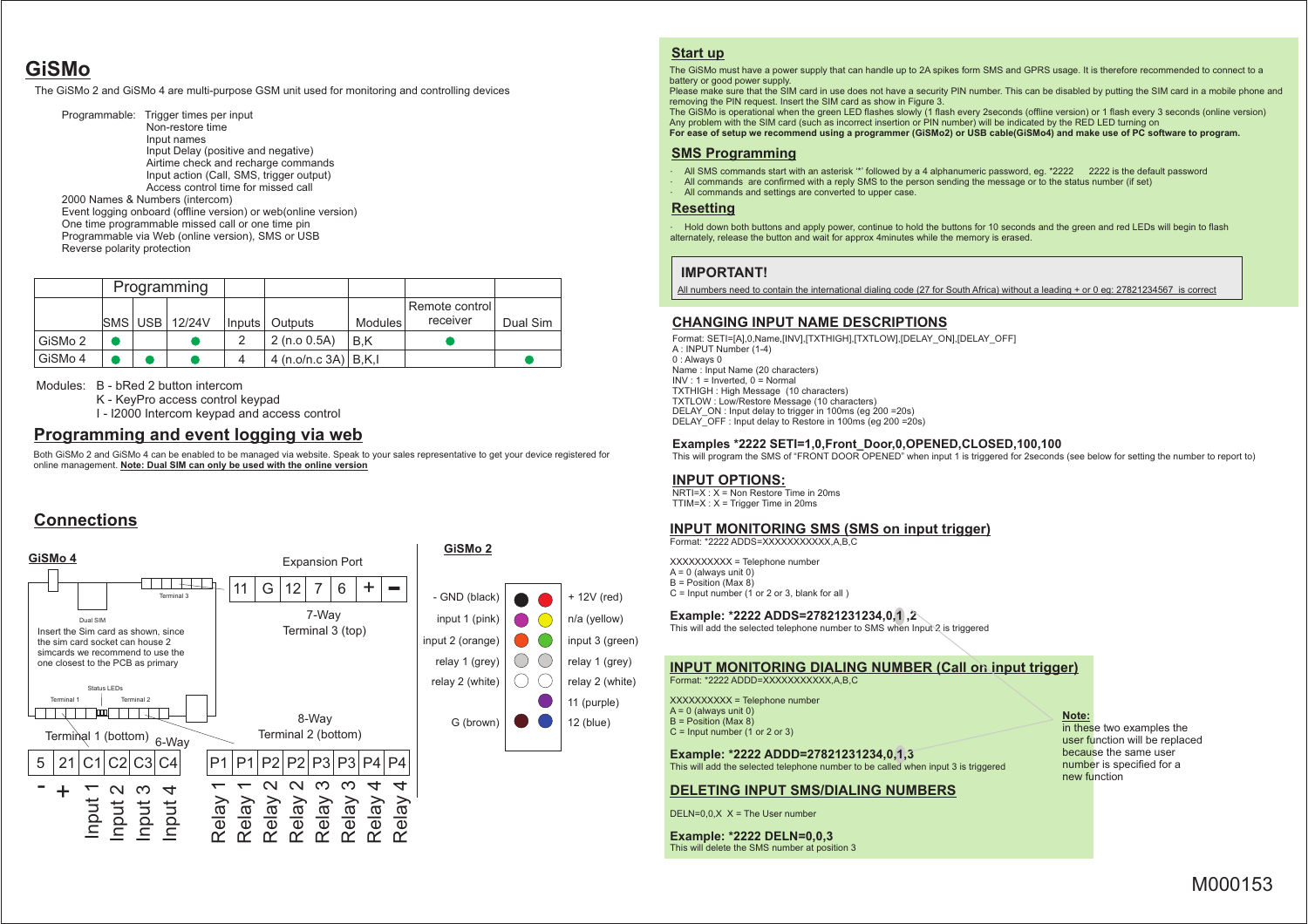# GiSMo

The GiSMo 2 and GiSMo 4 are multi-purpose GSM unit used for monitoring and controlling devices

Programmable: Trigger times per input
Non-restore time
Input names
Input Delay (positive and negative)
Airtime check and recharge commands
Input action (Call, SMS, trigger output)
Access control time for missed call

2000 Names & Numbers (intercom)
Event logging onboard (offline version) or web(online version)
One time programmable missed call or one time pin
Programmable via Web (online version), SMS or USB
Reverse polarity protection

| | Programming | | | | | | | |
|---|---|---|---|---|---|---|---|---|
| | SMS | USB | 12/24V | Inputs | Outputs | Modules | Remote control receiver | Dual Sim |
| GiSMo 2 | ● | | ● | 2 | 2 (n.o 0.5A) | B,K | ● | |
| GiSMo 4 | ● | ● | ● | 4 | 4 (n.o/n.c 3A) | B,K,I | | ● |

Modules: B - bRed 2 button intercom
K - KeyPro access control keypad
I - I2000 Intercom keypad and access control

## Programming and event logging via web

Both GiSMo 2 and GiSMo 4 can be enabled to be managed via website. Speak to your sales representative to get your device registered for online management. **Note: Dual SIM can only be used with the online version**

## Connections

**GiSMo 4**

Terminal 3

Dual SIM

Insert the Sim card as shown, since the sim card socket can house 2 simcards we recommend to use the one closest to the PCB as primary

Status LEDs

Terminal 1 Terminal 2

Expansion Port

| 11 | G | 12 | 7 | 6 | + | − |
|---|---|---|---|---|---|---|

7-Way
Terminal 3 (top)

8-Way
Terminal 2 (bottom)

Terminal 1 (bottom) 6-Way

| 5 | 21 | C1 | C2 | C3 | C4 |
|---|---|---|---|---|---|
| - | + | Input 1 | Input 2 | Input 3 | Input 4 |

| P1 | P1 | P2 | P2 | P3 | P3 | P4 | P4 |
|---|---|---|---|---|---|---|---|
| Relay 1 | Relay 1 | Relay 2 | Relay 2 | Relay 3 | Relay 3 | Relay 4 | Relay 4 |

**GiSMo 2**

| Left | Right |
|---|---|
| - GND (black) | + 12V (red) |
| input 1 (pink) | n/a (yellow) |
| input 2 (orange) | input 3 (green) |
| relay 1 (grey) | relay 1 (grey) |
| relay 2 (white) | relay 2 (white) |
| | 11 (purple) |
| G (brown) | 12 (blue) |

## Start up

The GiSMo must have a power supply that can handle up to 2A spikes form SMS and GPRS usage. It is therefore recommended to connect to a battery or good power supply.
Please make sure that the SIM card in use does not have a security PIN number. This can be disabled by putting the SIM card in a mobile phone and removing the PIN request. Insert the SIM card as show in Figure 3.
The GiSMo is operational when the green LED flashes slowly (1 flash every 2seconds (offline version) or 1 flash every 3 seconds (online version)
Any problem with the SIM card (such as incorrect insertion or PIN number) will be indicated by the RED LED turning on
**For ease of setup we recommend using a programmer (GiSMo2) or USB cable(GiSMo4) and make use of PC software to program.**

## SMS Programming

- All SMS commands start with an asterisk '*' followed by a 4 alphanumeric password, eg. *2222     2222 is the default password
- All commands are confirmed with a reply SMS to the person sending the message or to the status number (if set)
- All commands and settings are converted to upper case.

## Resetting

- Hold down both buttons and apply power, continue to hold the buttons for 10 seconds and the green and red LEDs will begin to flash alternately, release the button and wait for approx 4minutes while the memory is erased.

### IMPORTANT!

All numbers need to contain the international dialing code (27 for South Africa) without a leading + or 0 eg: 27821234567 is correct

## CHANGING INPUT NAME DESCRIPTIONS

Format: SETI=[A],0,Name,[INV],[TXTHIGH],[TXTLOW],[DELAY_ON],[DELAY_OFF]
A : INPUT Number (1-4)
0 : Always 0
Name : Input Name (20 characters)
INV : 1 = Inverted, 0 = Normal
TXTHIGH : High Message (10 characters)
TXTLOW : Low/Restore Message (10 characters)
DELAY_ON : Input delay to trigger in 100ms (eg 200 =20s)
DELAY_OFF : Input delay to Restore in 100ms (eg 200 =20s)

**Examples *2222 SETI=1,0,Front_Door,0,OPENED,CLOSED,100,100**
This will program the SMS of "FRONT DOOR OPENED" when input 1 is triggered for 2seconds (see below for setting the number to report to)

## INPUT OPTIONS:

NRTI=X : X = Non Restore Time in 20ms
TTIM=X : X = Trigger Time in 20ms

## INPUT MONITORING SMS (SMS on input trigger)

Format: *2222 ADDS=XXXXXXXXXXX,A,B,C

XXXXXXXXXX = Telephone number
A = 0 (always unit 0)
B = Position (Max 8)
C = Input number (1 or 2 or 3, blank for all )

**Example: *2222 ADDS=27821231234,0,1 ,2**
This will add the selected telephone number to SMS when Input 2 is triggered

## INPUT MONITORING DIALING NUMBER (Call on input trigger)

Format: *2222 ADDD=XXXXXXXXXXX,A,B,C

XXXXXXXXXX = Telephone number
A = 0 (always unit 0)
B = Position (Max 8)
C = Input number (1 or 2 or 3)

**Example: *2222 ADDD=27821231234,0,1,3**
This will add the selected telephone number to be called when input 3 is triggered

**Note:**
in these two examples the user function will be replaced because the same user number is specified for a new function

## DELETING INPUT SMS/DIALING NUMBERS

DELN=0,0,X  X = The User number

**Example: *2222 DELN=0,0,3**
This will delete the SMS number at position 3

M000153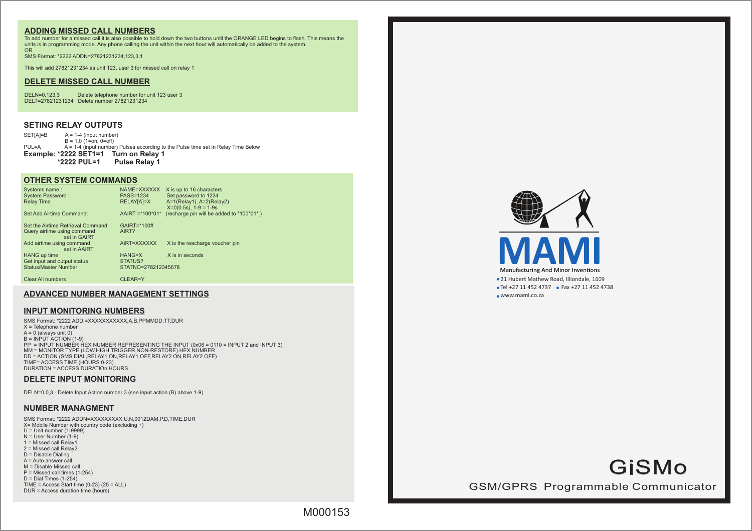## ADDING MISSED CALL NUMBERS

To add number for a missed call it is also possible to hold down the two buttons until the ORANGE LED begins to flash. This means the units is in programming mode. Any phone calling the unit within the next hour will automatically be added to the system.
OR
SMS Format: *2222 ADDN=27821231234,123,3,1

This will add 27821231234 as unit 123, user 3 for missed call on relay 1

## DELETE MISSED CALL NUMBER

DELN=0,123,3 Delete telephone number for unit 123 user 3
DELT=27821231234 Delete number 27821231234

## SETING RELAY OUTPUTS

SET[A]=B A = 1-4 (input number)
B = 1,0 (1=on, 0=off)
PUL=A A = 1-4 (input number) Pulses according to the Pulse time set in Relay Time Below

**Example: *2222 SET1=1 Turn on Relay 1**
**\*2222 PUL=1 Pulse Relay 1**

## OTHER SYSTEM COMMANDS

| | | |
|---|---|---|
| Systems name : | NAME=XXXXXX | X is up to 16 characters |
| System Password : | PASS=1234 | Set password to 1234 |
| Relay Time | RELAY[A]=X | A=1(Relay1), A=2(Relay2) X=0(0.5s), 1-9 = 1-9s |
| Set Add Airtime Command: | AAIRT =*100*01* | (recharge pin will be added to *100*01* ) |
| Set the Airtime Retrieval Command | GAIRT=*100# | |
| Query airtime using command set in GAIRT | AIRT? | |
| Add airtime using command set in AAIRT | AIRT=XXXXXX | X is the reacharge voucher pin |
| HANG up time | HANG=X | X is in seconds |
| Get input and output status | STATUS? | |
| Status/Master Number | STATNO=278212345678 | |
| Clear All numbers | CLEAR=Y | |

## ADVANCED NUMBER MANAGEMENT SETTINGS

## INPUT MONITORING NUMBERS

SMS Format: *2222 ADDI=XXXXXXXXXXX,A,B,PPMMDD,TT,DUR
X = Telephone number
A = 0 (always unit 0)
B = INPUT ACTION (1-9)
PP = INPUT NUMBER HEX NUMBER REPRESENTING THE INPUT (0x06 = 0110 = INPUT 2 and INPUT 3)
MM = MONITOR TYPE (LOW,HIGH,TRIGGER,NON-RESTORE) HEX NUMBER
DD = ACTION (SMS,DIAL,RELAY1 ON,RELAY1 OFF,RELAY2 ON,RELAY2 OFF)
TIME= ACCESS TIME (HOURS 0-23)
DURATION = ACCESS DURATIOn HOURS

## DELETE INPUT MONITORING

DELN=0,0,3 - Delete Input Action number 3 (see input action (B) above 1-9)

## NUMBER MANAGMENT

SMS Format: *2222 ADDN=XXXXXXXXX,U,N,0012DAM,P,D,TIME,DUR
X= Mobile Number with country code (excluding +)
U = Unit number (1-9999)
N = User Number (1-9)
1 = Missed call Relay1
2 = Missed call Relay2
D = Disable Dialing
A = Auto answer call
M = Disable Missed call
P = Missed call times (1-254)
D = Dial Times (1-254)
TIME = Access Start time (0-23) (25 = ALL)
DUR = Access duration time (hours)

MAMI

Manufacturing And Minor Inventions

- 21 Hubert Mathew Road, Illiondale, 1609
- Tel +27 11 452 4737
- Fax +27 11 452 4738
- www.mami.co.za

# GiSMo

GSM/GPRS Programmable Communicator

M000153